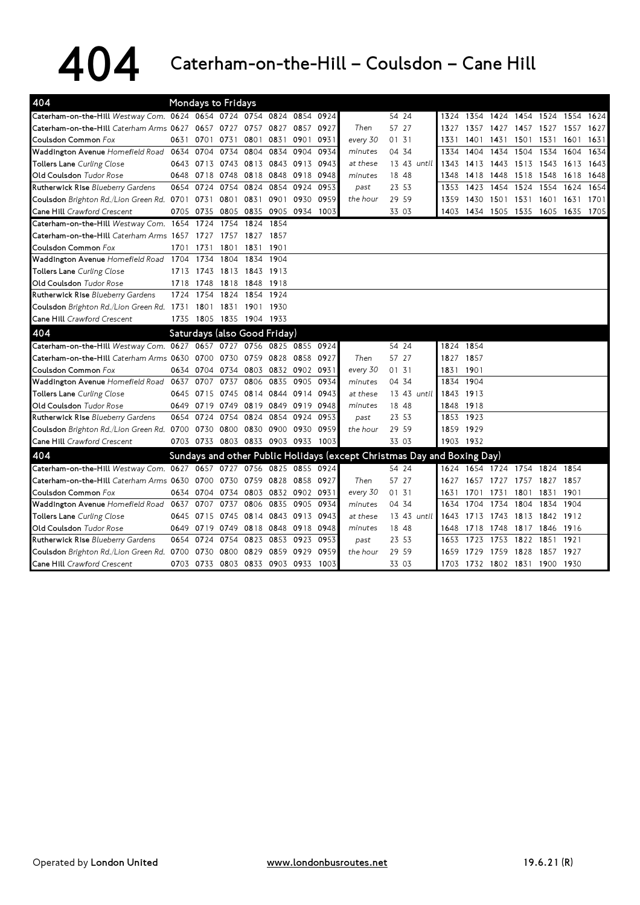# 404 Caterham-on-the-Hill – Coulsdon – Cane Hill

## 404 Mondays to Fridays

| Stop | | | | | | | | | | | | | | | | | |
|---|---|---|---|---|---|---|---|---|---|---|---|---|---|---|---|---|---|
| Caterham-on-the-Hill *Westway Com.* | 0624 | 0654 | 0724 | 0754 | 0824 | 0854 | 0924 | | 54 24 | | 1324 | 1354 | 1424 | 1454 | 1524 | 1554 | 1624 |
| Caterham-on-the-Hill *Caterham Arms* | 0627 | 0657 | 0727 | 0757 | 0827 | 0857 | 0927 | *Then* | 57 27 | | 1327 | 1357 | 1427 | 1457 | 1527 | 1557 | 1627 |
| Coulsdon Common *Fox* | 0631 | 0701 | 0731 | 0801 | 0831 | 0901 | 0931 | *every 30* | 01 31 | | 1331 | 1401 | 1431 | 1501 | 1531 | 1601 | 1631 |
| Waddington Avenue *Homefield Road* | 0634 | 0704 | 0734 | 0804 | 0834 | 0904 | 0934 | *minutes* | 04 34 | | 1334 | 1404 | 1434 | 1504 | 1534 | 1604 | 1634 |
| Tollers Lane *Curling Close* | 0643 | 0713 | 0743 | 0813 | 0843 | 0913 | 0943 | *at these* | 13 43 | *until* | 1343 | 1413 | 1443 | 1513 | 1543 | 1613 | 1643 |
| Old Coulsdon *Tudor Rose* | 0648 | 0718 | 0748 | 0818 | 0848 | 0918 | 0948 | *minutes* | 18 48 | | 1348 | 1418 | 1448 | 1518 | 1548 | 1618 | 1648 |
| Rutherwick Rise *Blueberry Gardens* | 0654 | 0724 | 0754 | 0824 | 0854 | 0924 | 0953 | *past* | 23 53 | | 1353 | 1423 | 1454 | 1524 | 1554 | 1624 | 1654 |
| Coulsdon *Brighton Rd./Lion Green Rd.* | 0701 | 0731 | 0801 | 0831 | 0901 | 0930 | 0959 | *the hour* | 29 59 | | 1359 | 1430 | 1501 | 1531 | 1601 | 1631 | 1701 |
| Cane Hill *Crawford Crescent* | 0705 | 0735 | 0805 | 0835 | 0905 | 0934 | 1003 | | 33 03 | | 1403 | 1434 | 1505 | 1535 | 1605 | 1635 | 1705 |

| Stop | | | | | |
|---|---|---|---|---|---|
| Caterham-on-the-Hill *Westway Com.* | 1654 | 1724 | 1754 | 1824 | 1854 |
| Caterham-on-the-Hill *Caterham Arms* | 1657 | 1727 | 1757 | 1827 | 1857 |
| Coulsdon Common *Fox* | 1701 | 1731 | 1801 | 1831 | 1901 |
| Waddington Avenue *Homefield Road* | 1704 | 1734 | 1804 | 1834 | 1904 |
| Tollers Lane *Curling Close* | 1713 | 1743 | 1813 | 1843 | 1913 |
| Old Coulsdon *Tudor Rose* | 1718 | 1748 | 1818 | 1848 | 1918 |
| Rutherwick Rise *Blueberry Gardens* | 1724 | 1754 | 1824 | 1854 | 1924 |
| Coulsdon *Brighton Rd./Lion Green Rd.* | 1731 | 1801 | 1831 | 1901 | 1930 |
| Cane Hill *Crawford Crescent* | 1735 | 1805 | 1835 | 1904 | 1933 |

## 404 Saturdays (also Good Friday)

| Stop | | | | | | | | | | | | |
|---|---|---|---|---|---|---|---|---|---|---|---|---|
| Caterham-on-the-Hill *Westway Com.* | 0627 | 0657 | 0727 | 0756 | 0825 | 0855 | 0924 | | 54 24 | | 1824 | 1854 |
| Caterham-on-the-Hill *Caterham Arms* | 0630 | 0700 | 0730 | 0759 | 0828 | 0858 | 0927 | *Then* | 57 27 | | 1827 | 1857 |
| Coulsdon Common *Fox* | 0634 | 0704 | 0734 | 0803 | 0832 | 0902 | 0931 | *every 30* | 01 31 | | 1831 | 1901 |
| Waddington Avenue *Homefield Road* | 0637 | 0707 | 0737 | 0806 | 0835 | 0905 | 0934 | *minutes* | 04 34 | | 1834 | 1904 |
| Tollers Lane *Curling Close* | 0645 | 0715 | 0745 | 0814 | 0844 | 0914 | 0943 | *at these* | 13 43 | *until* | 1843 | 1913 |
| Old Coulsdon *Tudor Rose* | 0649 | 0719 | 0749 | 0819 | 0849 | 0919 | 0948 | *minutes* | 18 48 | | 1848 | 1918 |
| Rutherwick Rise *Blueberry Gardens* | 0654 | 0724 | 0754 | 0824 | 0854 | 0924 | 0953 | *past* | 23 53 | | 1853 | 1923 |
| Coulsdon *Brighton Rd./Lion Green Rd.* | 0700 | 0730 | 0800 | 0830 | 0900 | 0930 | 0959 | *the hour* | 29 59 | | 1859 | 1929 |
| Cane Hill *Crawford Crescent* | 0703 | 0733 | 0803 | 0833 | 0903 | 0933 | 1003 | | 33 03 | | 1903 | 1932 |

## 404 Sundays and other Public Holidays (except Christmas Day and Boxing Day)

| Stop | | | | | | | | | | | | | | | | |
|---|---|---|---|---|---|---|---|---|---|---|---|---|---|---|---|---|
| Caterham-on-the-Hill *Westway Com.* | 0627 | 0657 | 0727 | 0756 | 0825 | 0855 | 0924 | | 54 24 | | 1624 | 1654 | 1724 | 1754 | 1824 | 1854 |
| Caterham-on-the-Hill *Caterham Arms* | 0630 | 0700 | 0730 | 0759 | 0828 | 0858 | 0927 | *Then* | 57 27 | | 1627 | 1657 | 1727 | 1757 | 1827 | 1857 |
| Coulsdon Common *Fox* | 0634 | 0704 | 0734 | 0803 | 0832 | 0902 | 0931 | *every 30* | 01 31 | | 1631 | 1701 | 1731 | 1801 | 1831 | 1901 |
| Waddington Avenue *Homefield Road* | 0637 | 0707 | 0737 | 0806 | 0835 | 0905 | 0934 | *minutes* | 04 34 | | 1634 | 1704 | 1734 | 1804 | 1834 | 1904 |
| Tollers Lane *Curling Close* | 0645 | 0715 | 0745 | 0814 | 0843 | 0913 | 0943 | *at these* | 13 43 | *until* | 1643 | 1713 | 1743 | 1813 | 1842 | 1912 |
| Old Coulsdon *Tudor Rose* | 0649 | 0719 | 0749 | 0818 | 0848 | 0918 | 0948 | *minutes* | 18 48 | | 1648 | 1718 | 1748 | 1817 | 1846 | 1916 |
| Rutherwick Rise *Blueberry Gardens* | 0654 | 0724 | 0754 | 0823 | 0853 | 0923 | 0953 | *past* | 23 53 | | 1653 | 1723 | 1753 | 1822 | 1851 | 1921 |
| Coulsdon *Brighton Rd./Lion Green Rd.* | 0700 | 0730 | 0800 | 0829 | 0859 | 0929 | 0959 | *the hour* | 29 59 | | 1659 | 1729 | 1759 | 1828 | 1857 | 1927 |
| Cane Hill *Crawford Crescent* | 0703 | 0733 | 0803 | 0833 | 0903 | 0933 | 1003 | | 33 03 | | 1703 | 1732 | 1802 | 1831 | 1900 | 1930 |

Operated by **London United** | www.londonbusroutes.net | 19.6.21 (R)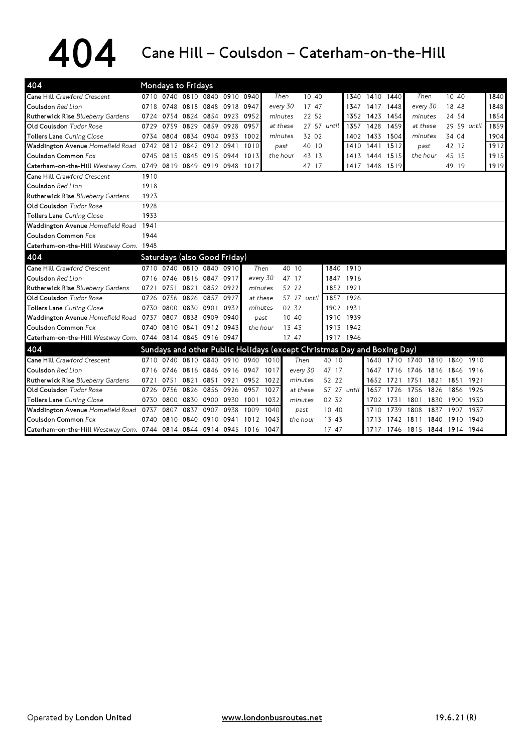# 404 Cane Hill – Coulsdon – Caterham-on-the-Hill

## Mondays to Fridays

| 404 | | | | | | | | | | | | | | | | | |
|---|---|---|---|---|---|---|---|---|---|---|---|---|---|---|---|---|---|
| **Cane Hill** *Crawford Crescent* | 0710 | 0740 | 0810 | 0840 | 0910 | 0940 | *Then* | 10 | 40 | | 1340 | 1410 | 1440 | *Then* | 10 | 40 | 1840 |
| **Coulsdon** *Red Lion* | 0718 | 0748 | 0818 | 0848 | 0918 | 0947 | *every 30* | 17 | 47 | | 1347 | 1417 | 1448 | *every 30* | 18 | 48 | 1848 |
| **Rutherwick Rise** *Blueberry Gardens* | 0724 | 0754 | 0824 | 0854 | 0923 | 0952 | *minutes* | 22 | 52 | | 1352 | 1423 | 1454 | *minutes* | 24 | 54 | 1854 |
| **Old Coulsdon** *Tudor Rose* | 0729 | 0759 | 0829 | 0859 | 0928 | 0957 | *at these* | 27 | 57 | *until* | 1357 | 1428 | 1459 | *at these* | 29 | 59 *until* | 1859 |
| **Tollers Lane** *Curling Close* | 0734 | 0804 | 0834 | 0904 | 0933 | 1002 | *minutes* | 32 | 02 | | 1402 | 1433 | 1504 | *minutes* | 34 | 04 | 1904 |
| **Waddington Avenue** *Homefield Road* | 0742 | 0812 | 0842 | 0912 | 0941 | 1010 | *past* | 40 | 10 | | 1410 | 1441 | 1512 | *past* | 42 | 12 | 1912 |
| **Coulsdon Common** *Fox* | 0745 | 0815 | 0845 | 0915 | 0944 | 1013 | *the hour* | 43 | 13 | | 1413 | 1444 | 1515 | *the hour* | 45 | 15 | 1915 |
| **Caterham-on-the-Hill** *Westway Com.* | 0749 | 0819 | 0849 | 0919 | 0948 | 1017 | | 47 | 17 | | 1417 | 1448 | 1519 | | 49 | 19 | 1919 |

| | |
|---|---|
| **Cane Hill** *Crawford Crescent* | 1910 |
| **Coulsdon** *Red Lion* | 1918 |
| **Rutherwick Rise** *Blueberry Gardens* | 1923 |
| **Old Coulsdon** *Tudor Rose* | 1928 |
| **Tollers Lane** *Curling Close* | 1933 |
| **Waddington Avenue** *Homefield Road* | 1941 |
| **Coulsdon Common** *Fox* | 1944 |
| **Caterham-on-the-Hill** *Westway Com.* | 1948 |

## Saturdays (also Good Friday)

| 404 | | | | | | | | | | | |
|---|---|---|---|---|---|---|---|---|---|---|---|
| **Cane Hill** *Crawford Crescent* | 0710 | 0740 | 0810 | 0840 | 0910 | *Then* | 40 | 10 | | 1840 | 1910 |
| **Coulsdon** *Red Lion* | 0716 | 0746 | 0816 | 0847 | 0917 | *every 30* | 47 | 17 | | 1847 | 1916 |
| **Rutherwick Rise** *Blueberry Gardens* | 0721 | 0751 | 0821 | 0852 | 0922 | *minutes* | 52 | 22 | | 1852 | 1921 |
| **Old Coulsdon** *Tudor Rose* | 0726 | 0756 | 0826 | 0857 | 0927 | *at these* | 57 | 27 | *until* | 1857 | 1926 |
| **Tollers Lane** *Curling Close* | 0730 | 0800 | 0830 | 0901 | 0932 | *minutes* | 02 | 32 | | 1902 | 1931 |
| **Waddington Avenue** *Homefield Road* | 0737 | 0807 | 0838 | 0909 | 0940 | *past* | 10 | 40 | | 1910 | 1939 |
| **Coulsdon Common** *Fox* | 0740 | 0810 | 0841 | 0912 | 0943 | *the hour* | 13 | 43 | | 1913 | 1942 |
| **Caterham-on-the-Hill** *Westway Com.* | 0744 | 0814 | 0845 | 0916 | 0947 | | 17 | 47 | | 1917 | 1946 |

## Sundays and other Public Holidays (except Christmas Day and Boxing Day)

| 404 | | | | | | | | | | | | | | | | | |
|---|---|---|---|---|---|---|---|---|---|---|---|---|---|---|---|---|---|
| **Cane Hill** *Crawford Crescent* | 0710 | 0740 | 0810 | 0840 | 0910 | 0940 | 1010 | *Then* | 40 | 10 | | 1640 | 1710 | 1740 | 1810 | 1840 | 1910 |
| **Coulsdon** *Red Lion* | 0716 | 0746 | 0816 | 0846 | 0916 | 0947 | 1017 | *every 30* | 47 | 17 | | 1647 | 1716 | 1746 | 1816 | 1846 | 1916 |
| **Rutherwick Rise** *Blueberry Gardens* | 0721 | 0751 | 0821 | 0851 | 0921 | 0952 | 1022 | *minutes* | 52 | 22 | | 1652 | 1721 | 1751 | 1821 | 1851 | 1921 |
| **Old Coulsdon** *Tudor Rose* | 0726 | 0756 | 0826 | 0856 | 0926 | 0957 | 1027 | *at these* | 57 | 27 | *until* | 1657 | 1726 | 1756 | 1826 | 1856 | 1926 |
| **Tollers Lane** *Curling Close* | 0730 | 0800 | 0830 | 0900 | 0930 | 1001 | 1032 | *minutes* | 02 | 32 | | 1702 | 1731 | 1801 | 1830 | 1900 | 1930 |
| **Waddington Avenue** *Homefield Road* | 0737 | 0807 | 0837 | 0907 | 0938 | 1009 | 1040 | *past* | 10 | 40 | | 1710 | 1739 | 1808 | 1837 | 1907 | 1937 |
| **Coulsdon Common** *Fox* | 0740 | 0810 | 0840 | 0910 | 0941 | 1012 | 1043 | *the hour* | 13 | 43 | | 1713 | 1742 | 1811 | 1840 | 1910 | 1940 |
| **Caterham-on-the-Hill** *Westway Com.* | 0744 | 0814 | 0844 | 0914 | 0945 | 1016 | 1047 | | 17 | 47 | | 1717 | 1746 | 1815 | 1844 | 1914 | 1944 |

Operated by **London United** | www.londonbusroutes.net | 19.6.21 (R)